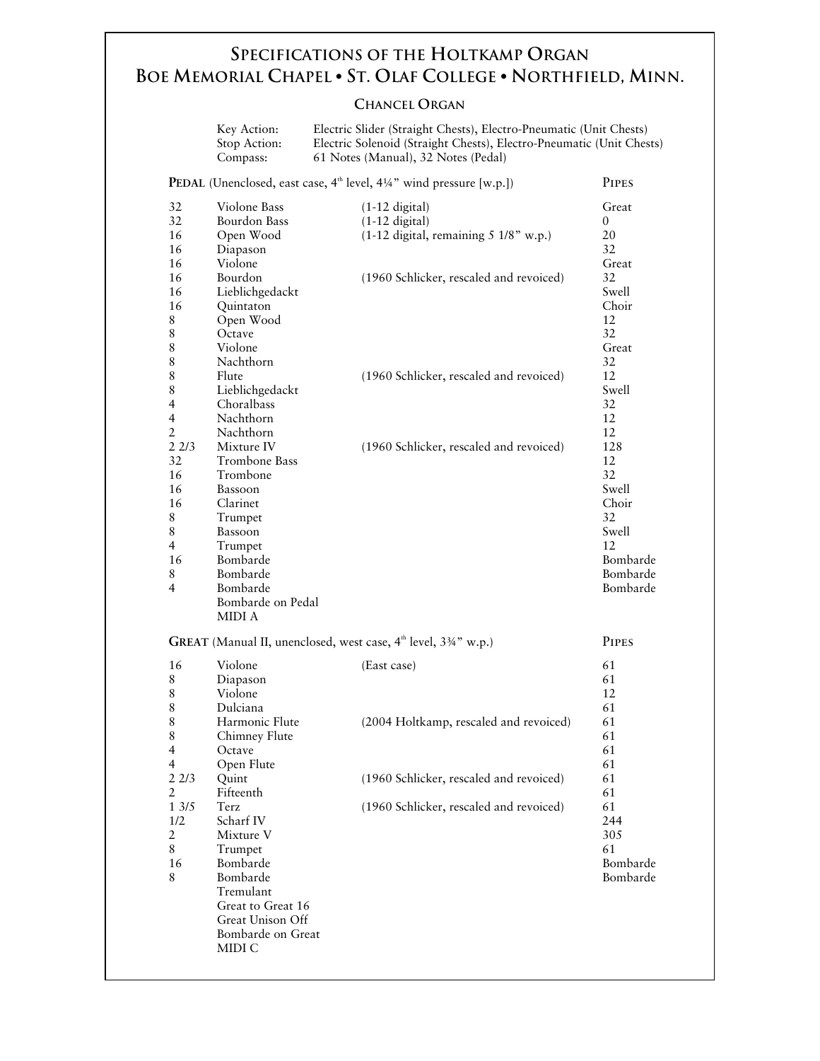# Specifications of the Holtkamp Organ
# Boe Memorial Chapel • St. Olaf College • Northfield, Minn.

## Chancel Organ

| | |
|---|---|
| Key Action: | Electric Slider (Straight Chests), Electro-Pneumatic (Unit Chests) |
| Stop Action: | Electric Solenoid (Straight Chests), Electro-Pneumatic (Unit Chests) |
| Compass: | 61 Notes (Manual), 32 Notes (Pedal) |

### **Pedal** (Unenclosed, east case, 4th level, 4¼" wind pressure [w.p.])

| | | | Pipes |
|---|---|---|---|
| 32 | Violone Bass | (1-12 digital) | Great |
| 32 | Bourdon Bass | (1-12 digital) | 0 |
| 16 | Open Wood | (1-12 digital, remaining 5 1/8" w.p.) | 20 |
| 16 | Diapason | | 32 |
| 16 | Violone | | Great |
| 16 | Bourdon | (1960 Schlicker, rescaled and revoiced) | 32 |
| 16 | Lieblichgedackt | | Swell |
| 16 | Quintaton | | Choir |
| 8 | Open Wood | | 12 |
| 8 | Octave | | 32 |
| 8 | Violone | | Great |
| 8 | Nachthorn | | 32 |
| 8 | Flute | (1960 Schlicker, rescaled and revoiced) | 12 |
| 8 | Lieblichgedackt | | Swell |
| 4 | Choralbass | | 32 |
| 4 | Nachthorn | | 12 |
| 2 | Nachthorn | | 12 |
| 2 2/3 | Mixture IV | (1960 Schlicker, rescaled and revoiced) | 128 |
| 32 | Trombone Bass | | 12 |
| 16 | Trombone | | 32 |
| 16 | Bassoon | | Swell |
| 16 | Clarinet | | Choir |
| 8 | Trumpet | | 32 |
| 8 | Bassoon | | Swell |
| 4 | Trumpet | | 12 |
| 16 | Bombarde | | Bombarde |
| 8 | Bombarde | | Bombarde |
| 4 | Bombarde | | Bombarde |
| | Bombarde on Pedal | | |
| | MIDI A | | |

### **Great** (Manual II, unenclosed, west case, 4th level, 3¾" w.p.)

| | | | Pipes |
|---|---|---|---|
| 16 | Violone | (East case) | 61 |
| 8 | Diapason | | 61 |
| 8 | Violone | | 12 |
| 8 | Dulciana | | 61 |
| 8 | Harmonic Flute | (2004 Holtkamp, rescaled and revoiced) | 61 |
| 8 | Chimney Flute | | 61 |
| 4 | Octave | | 61 |
| 4 | Open Flute | | 61 |
| 2 2/3 | Quint | (1960 Schlicker, rescaled and revoiced) | 61 |
| 2 | Fifteenth | | 61 |
| 1 3/5 | Terz | (1960 Schlicker, rescaled and revoiced) | 61 |
| 1/2 | Scharf IV | | 244 |
| 2 | Mixture V | | 305 |
| 8 | Trumpet | | 61 |
| 16 | Bombarde | | Bombarde |
| 8 | Bombarde | | Bombarde |
| | Tremulant | | |
| | Great to Great 16 | | |
| | Great Unison Off | | |
| | Bombarde on Great | | |
| | MIDI C | | |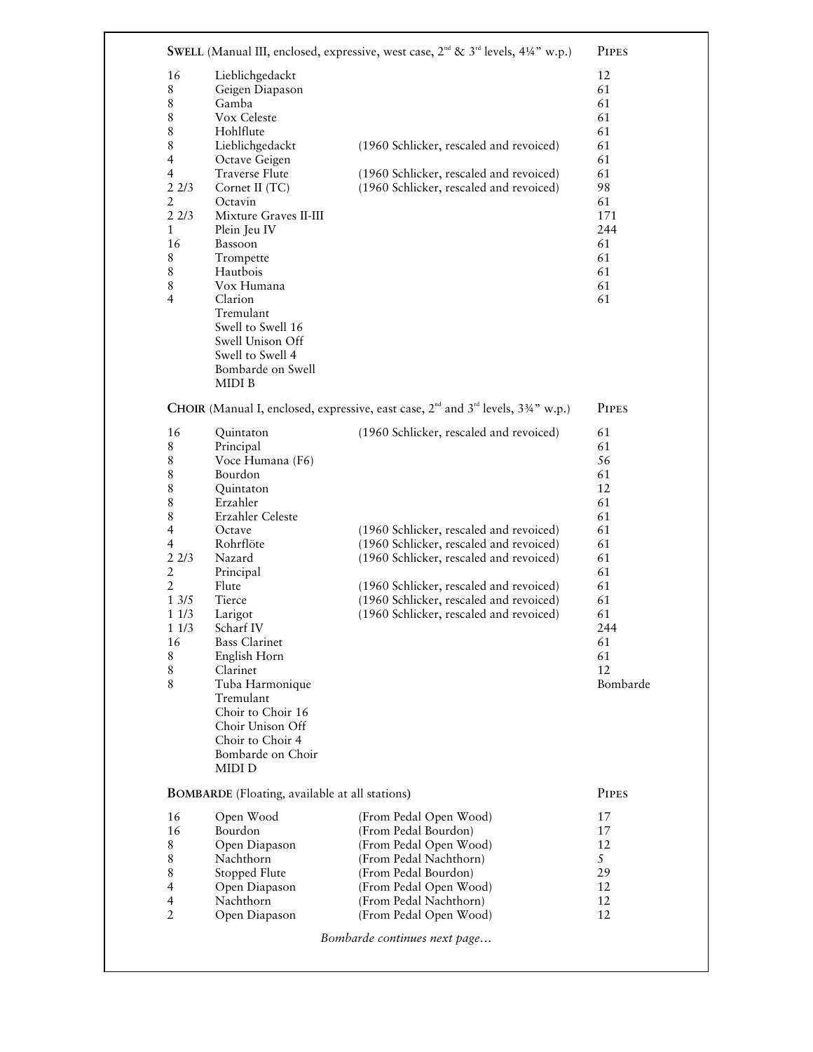**SWELL** (Manual III, enclosed, expressive, west case, 2nd & 3rd levels, 4¼" w.p.)

| | | | **PIPES** |
|---|---|---|---|
| 16 | Lieblichgedackt | | 12 |
| 8 | Geigen Diapason | | 61 |
| 8 | Gamba | | 61 |
| 8 | Vox Celeste | | 61 |
| 8 | Hohlflute | | 61 |
| 8 | Lieblichgedackt | (1960 Schlicker, rescaled and revoiced) | 61 |
| 4 | Octave Geigen | | 61 |
| 4 | Traverse Flute | (1960 Schlicker, rescaled and revoiced) | 61 |
| 2 2/3 | Cornet II (TC) | (1960 Schlicker, rescaled and revoiced) | 98 |
| 2 | Octavin | | 61 |
| 2 2/3 | Mixture Graves II-III | | 171 |
| 1 | Plein Jeu IV | | 244 |
| 16 | Bassoon | | 61 |
| 8 | Trompette | | 61 |
| 8 | Hautbois | | 61 |
| 8 | Vox Humana | | 61 |
| 4 | Clarion | | 61 |
| | Tremulant | | |
| | Swell to Swell 16 | | |
| | Swell Unison Off | | |
| | Swell to Swell 4 | | |
| | Bombarde on Swell | | |
| | MIDI B | | |

**CHOIR** (Manual I, enclosed, expressive, east case, 2nd and 3rd levels, 3¾" w.p.)

| | | | **PIPES** |
|---|---|---|---|
| 16 | Quintaton | (1960 Schlicker, rescaled and revoiced) | 61 |
| 8 | Principal | | 61 |
| 8 | Voce Humana (F6) | | 56 |
| 8 | Bourdon | | 61 |
| 8 | Quintaton | | 12 |
| 8 | Erzahler | | 61 |
| 8 | Erzahler Celeste | | 61 |
| 4 | Octave | (1960 Schlicker, rescaled and revoiced) | 61 |
| 4 | Rohrflöte | (1960 Schlicker, rescaled and revoiced) | 61 |
| 2 2/3 | Nazard | (1960 Schlicker, rescaled and revoiced) | 61 |
| 2 | Principal | | 61 |
| 2 | Flute | (1960 Schlicker, rescaled and revoiced) | 61 |
| 1 3/5 | Tierce | (1960 Schlicker, rescaled and revoiced) | 61 |
| 1 1/3 | Larigot | (1960 Schlicker, rescaled and revoiced) | 61 |
| 1 1/3 | Scharf IV | | 244 |
| 16 | Bass Clarinet | | 61 |
| 8 | English Horn | | 61 |
| 8 | Clarinet | | 12 |
| 8 | Tuba Harmonique | | Bombarde |
| | Tremulant | | |
| | Choir to Choir 16 | | |
| | Choir Unison Off | | |
| | Choir to Choir 4 | | |
| | Bombarde on Choir | | |
| | MIDI D | | |

**BOMBARDE** (Floating, available at all stations)

| | | | **PIPES** |
|---|---|---|---|
| 16 | Open Wood | (From Pedal Open Wood) | 17 |
| 16 | Bourdon | (From Pedal Bourdon) | 17 |
| 8 | Open Diapason | (From Pedal Open Wood) | 12 |
| 8 | Nachthorn | (From Pedal Nachthorn) | 5 |
| 8 | Stopped Flute | (From Pedal Bourdon) | 29 |
| 4 | Open Diapason | (From Pedal Open Wood) | 12 |
| 4 | Nachthorn | (From Pedal Nachthorn) | 12 |
| 2 | Open Diapason | (From Pedal Open Wood) | 12 |

*Bombarde continues next page…*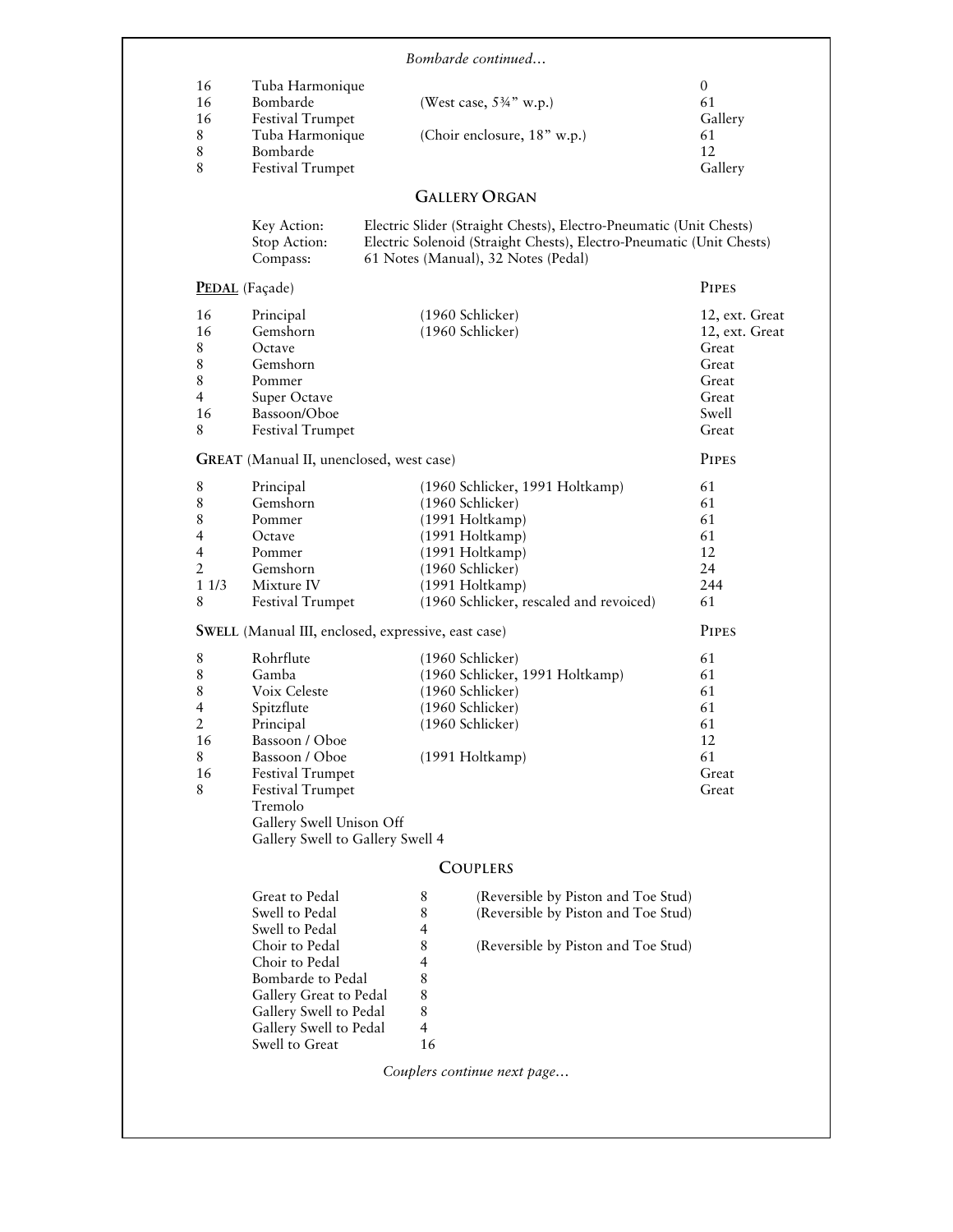*Bombarde continued…*

| | | | |
|---|---|---|---|
| 16 | Tuba Harmonique | | 0 |
| 16 | Bombarde | (West case, 5¾" w.p.) | 61 |
| 16 | Festival Trumpet | | Gallery |
| 8 | Tuba Harmonique | (Choir enclosure, 18" w.p.) | 61 |
| 8 | Bombarde | | 12 |
| 8 | Festival Trumpet | | Gallery |

## GALLERY ORGAN

| | |
|---|---|
| Key Action: | Electric Slider (Straight Chests), Electro-Pneumatic (Unit Chests) |
| Stop Action: | Electric Solenoid (Straight Chests), Electro-Pneumatic (Unit Chests) |
| Compass: | 61 Notes (Manual), 32 Notes (Pedal) |

| **PEDAL** (Façade) | | | PIPES |
|---|---|---|---|
| 16 | Principal | (1960 Schlicker) | 12, ext. Great |
| 16 | Gemshorn | (1960 Schlicker) | 12, ext. Great |
| 8 | Octave | | Great |
| 8 | Gemshorn | | Great |
| 8 | Pommer | | Great |
| 4 | Super Octave | | Great |
| 16 | Bassoon/Oboe | | Swell |
| 8 | Festival Trumpet | | Great |

| **GREAT** (Manual II, unenclosed, west case) | | | PIPES |
|---|---|---|---|
| 8 | Principal | (1960 Schlicker, 1991 Holtkamp) | 61 |
| 8 | Gemshorn | (1960 Schlicker) | 61 |
| 8 | Pommer | (1991 Holtkamp) | 61 |
| 4 | Octave | (1991 Holtkamp) | 61 |
| 4 | Pommer | (1991 Holtkamp) | 12 |
| 2 | Gemshorn | (1960 Schlicker) | 24 |
| 1 1/3 | Mixture IV | (1991 Holtkamp) | 244 |
| 8 | Festival Trumpet | (1960 Schlicker, rescaled and revoiced) | 61 |

| **SWELL** (Manual III, enclosed, expressive, east case) | | | PIPES |
|---|---|---|---|
| 8 | Rohrflute | (1960 Schlicker) | 61 |
| 8 | Gamba | (1960 Schlicker, 1991 Holtkamp) | 61 |
| 8 | Voix Celeste | (1960 Schlicker) | 61 |
| 4 | Spitzflute | (1960 Schlicker) | 61 |
| 2 | Principal | (1960 Schlicker) | 61 |
| 16 | Bassoon / Oboe | | 12 |
| 8 | Bassoon / Oboe | (1991 Holtkamp) | 61 |
| 16 | Festival Trumpet | | Great |
| 8 | Festival Trumpet | | Great |
| | Tremolo | | |
| | Gallery Swell Unison Off | | |
| | Gallery Swell to Gallery Swell 4 | | |

## COUPLERS

| | | |
|---|---|---|
| Great to Pedal | 8 | (Reversible by Piston and Toe Stud) |
| Swell to Pedal | 8 | (Reversible by Piston and Toe Stud) |
| Swell to Pedal | 4 | |
| Choir to Pedal | 8 | (Reversible by Piston and Toe Stud) |
| Choir to Pedal | 4 | |
| Bombarde to Pedal | 8 | |
| Gallery Great to Pedal | 8 | |
| Gallery Swell to Pedal | 8 | |
| Gallery Swell to Pedal | 4 | |
| Swell to Great | 16 | |

*Couplers continue next page…*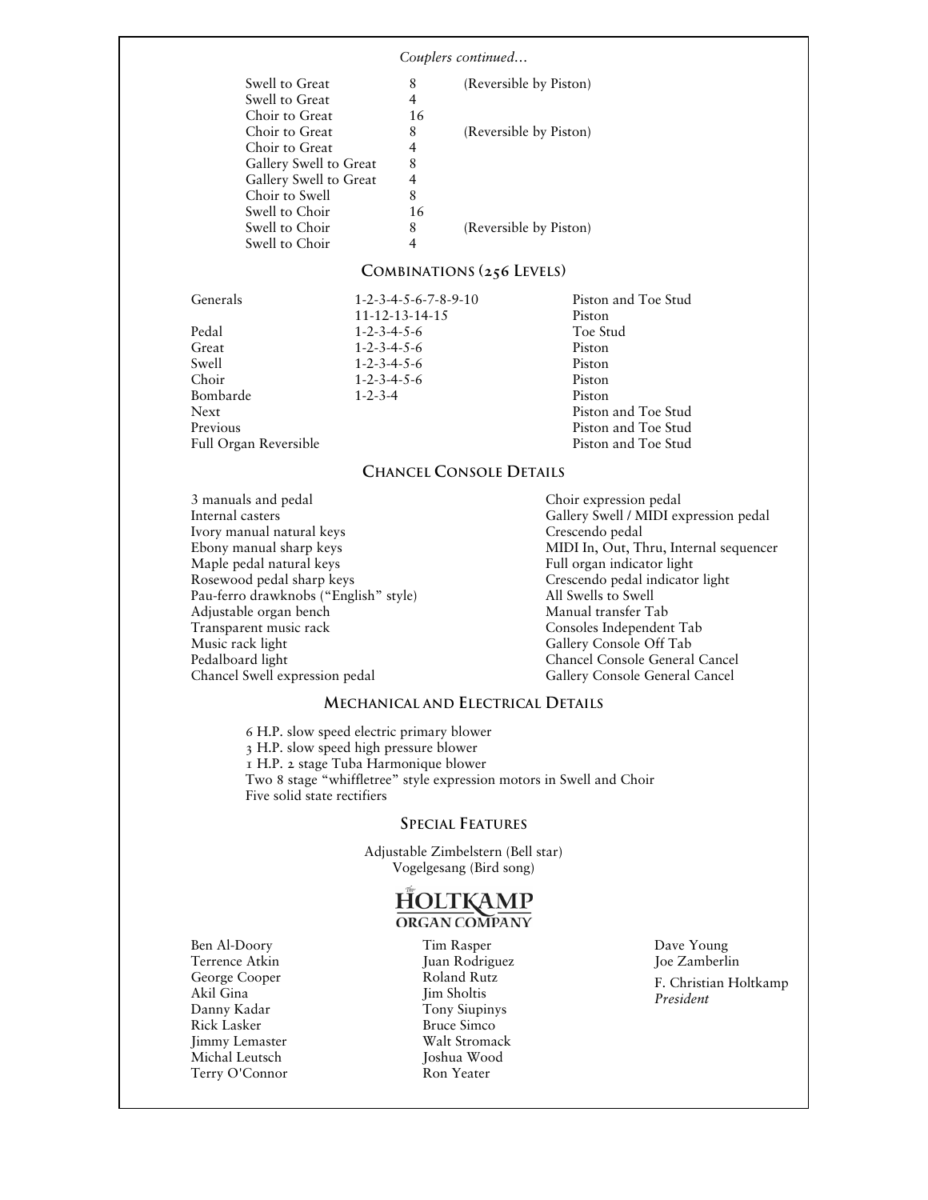*Couplers continued…*

| | | |
|---|---|---|
| Swell to Great | 8 | (Reversible by Piston) |
| Swell to Great | 4 | |
| Choir to Great | 16 | |
| Choir to Great | 8 | (Reversible by Piston) |
| Choir to Great | 4 | |
| Gallery Swell to Great | 8 | |
| Gallery Swell to Great | 4 | |
| Choir to Swell | 8 | |
| Swell to Choir | 16 | |
| Swell to Choir | 8 | (Reversible by Piston) |
| Swell to Choir | 4 | |

## Combinations (256 Levels)

| | | |
|---|---|---|
| Generals | 1-2-3-4-5-6-7-8-9-10 | Piston and Toe Stud |
| | 11-12-13-14-15 | Piston |
| Pedal | 1-2-3-4-5-6 | Toe Stud |
| Great | 1-2-3-4-5-6 | Piston |
| Swell | 1-2-3-4-5-6 | Piston |
| Choir | 1-2-3-4-5-6 | Piston |
| Bombarde | 1-2-3-4 | Piston |
| Next | | Piston and Toe Stud |
| Previous | | Piston and Toe Stud |
| Full Organ Reversible | | Piston and Toe Stud |

## Chancel Console Details

3 manuals and pedal
Internal casters
Ivory manual natural keys
Ebony manual sharp keys
Maple pedal natural keys
Rosewood pedal sharp keys
Pau-ferro drawknobs ("English" style)
Adjustable organ bench
Transparent music rack
Music rack light
Pedalboard light
Chancel Swell expression pedal
Choir expression pedal
Gallery Swell / MIDI expression pedal
Crescendo pedal
MIDI In, Out, Thru, Internal sequencer
Full organ indicator light
Crescendo pedal indicator light
All Swells to Swell
Manual transfer Tab
Consoles Independent Tab
Gallery Console Off Tab
Chancel Console General Cancel
Gallery Console General Cancel

## Mechanical and Electrical Details

6 H.P. slow speed electric primary blower
3 H.P. slow speed high pressure blower
1 H.P. 2 stage Tuba Harmonique blower
Two 8 stage "whiffletree" style expression motors in Swell and Choir
Five solid state rectifiers

## Special Features

Adjustable Zimbelstern (Bell star)
Vogelgesang (Bird song)

The Holtkamp Organ Company

Ben Al-Doory
Terrence Atkin
George Cooper
Akil Gina
Danny Kadar
Rick Lasker
Jimmy Lemaster
Michal Leutsch
Terry O'Connor
Tim Rasper
Juan Rodriguez
Roland Rutz
Jim Sholtis
Tony Siupinys
Bruce Simco
Walt Stromack
Joshua Wood
Ron Yeater
Dave Young
Joe Zamberlin

F. Christian Holtkamp
*President*